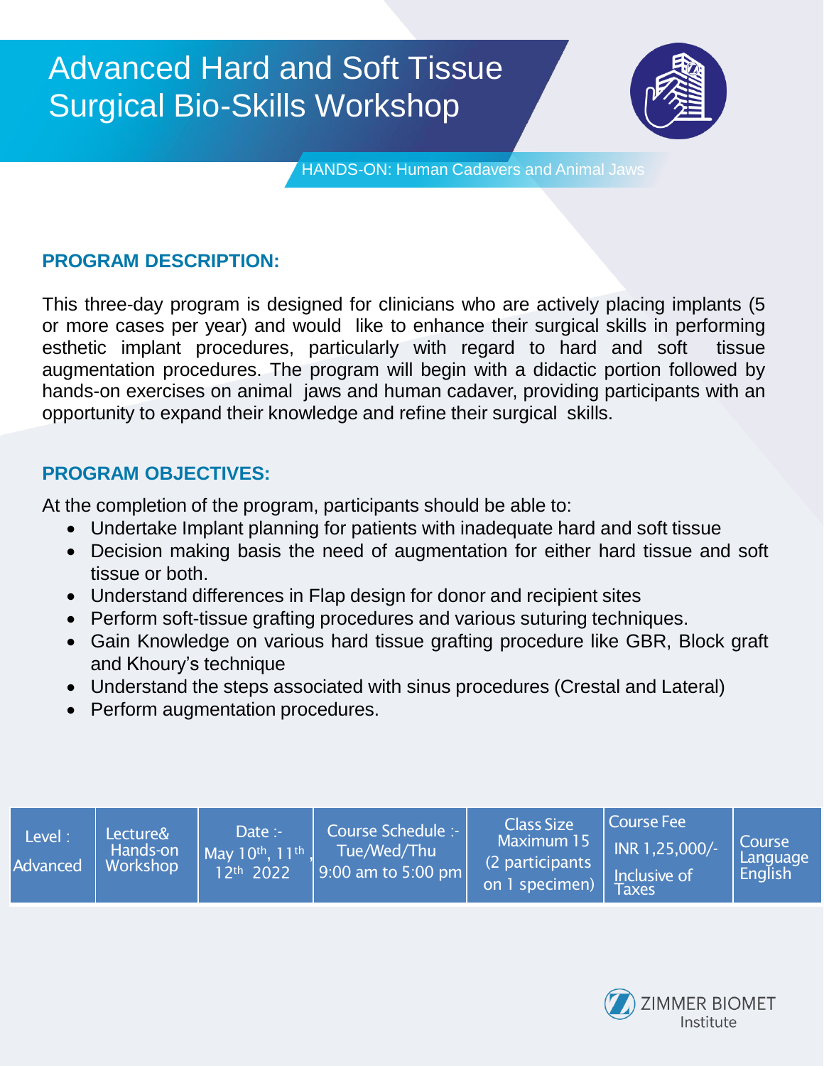# Advanced Hard and Soft Tissue Surgical Bio-Skills Workshop

HANDS-ON: Human Cadavers and Animal Jaws

## PROGRAM DESCRIPTION:

This three-day program is designed for clinicians who are actively placing implants (5 or more cases per year) and would like to enhance their surgical skills in performing esthetic implant procedures, particularly with regard to hard and soft tissue augmentation procedures. The program will begin with a didactic portion followed by hands-on exercises on animal jaws and human cadaver, providing participants with an opportunity to expand their knowledge and refine their surgical skills.

## PROGRAM OBJECTIVES:

At the completion of the program, participants should be able to:

- Undertake Implant planning for patients with inadequate hard and soft tissue
- Decision making basis the need of augmentation for either hard tissue and soft tissue or both.
- Understand differences in Flap design for donor and recipient sites
- Perform soft-tissue grafting procedures and various suturing techniques.
- Gain Knowledge on various hard tissue grafting procedure like GBR, Block graft and Khoury's technique
- Understand the steps associated with sinus procedures (Crestal and Lateral)
- Perform augmentation procedures.

| Level : Advanced | Lecture& Hands-on Workshop | Date :- May 10th, 11th, 12th 2022 | Course Schedule :- Tue/Wed/Thu 9:00 am to 5:00 pm | Class Size Maximum 15 (2 participants on 1 specimen) | Course Fee INR 1,25,000/- Inclusive of Taxes | Course Language English |
|---|---|---|---|---|---|---|

ZIMMER BIOMET Institute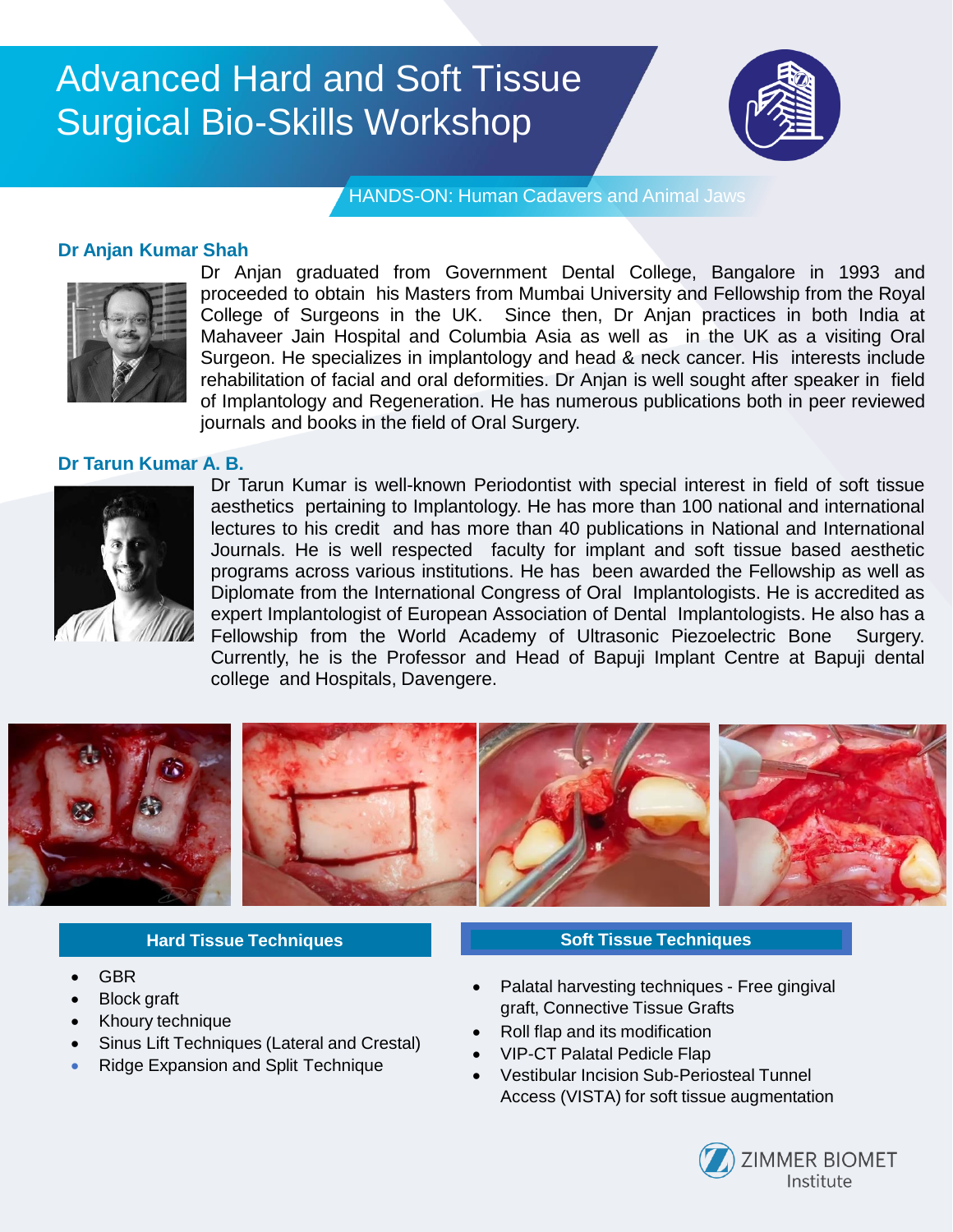# Advanced Hard and Soft Tissue Surgical Bio-Skills Workshop

HANDS-ON: Human Cadavers and Animal Jaws

### Dr Anjan Kumar Shah

Dr Anjan graduated from Government Dental College, Bangalore in 1993 and proceeded to obtain his Masters from Mumbai University and Fellowship from the Royal College of Surgeons in the UK. Since then, Dr Anjan practices in both India at Mahaveer Jain Hospital and Columbia Asia as well as in the UK as a visiting Oral Surgeon. He specializes in implantology and head & neck cancer. His interests include rehabilitation of facial and oral deformities. Dr Anjan is well sought after speaker in field of Implantology and Regeneration. He has numerous publications both in peer reviewed journals and books in the field of Oral Surgery.

### Dr Tarun Kumar A. B.

Dr Tarun Kumar is well-known Periodontist with special interest in field of soft tissue aesthetics pertaining to Implantology. He has more than 100 national and international lectures to his credit and has more than 40 publications in National and International Journals. He is well respected faculty for implant and soft tissue based aesthetic programs across various institutions. He has been awarded the Fellowship as well as Diplomate from the International Congress of Oral Implantologists. He is accredited as expert Implantologist of European Association of Dental Implantologists. He also has a Fellowship from the World Academy of Ultrasonic Piezoelectric Bone Surgery. Currently, he is the Professor and Head of Bapuji Implant Centre at Bapuji dental college and Hospitals, Davengere.

### Hard Tissue Techniques

- GBR
- Block graft
- Khoury technique
- Sinus Lift Techniques (Lateral and Crestal)
- Ridge Expansion and Split Technique

### Soft Tissue Techniques

- Palatal harvesting techniques - Free gingival graft, Connective Tissue Grafts
- Roll flap and its modification
- VIP-CT Palatal Pedicle Flap
- Vestibular Incision Sub-Periosteal Tunnel Access (VISTA) for soft tissue augmentation

ZIMMER BIOMET Institute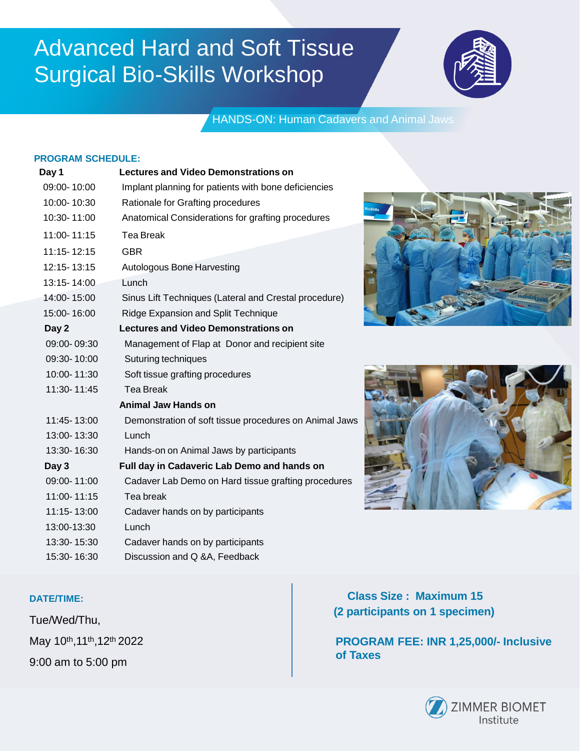# Advanced Hard and Soft Tissue Surgical Bio-Skills Workshop

HANDS-ON: Human Cadavers and Animal Jaws

**PROGRAM SCHEDULE:**

| | |
|---|---|
| **Day 1** | **Lectures and Video Demonstrations on** |
| 09:00- 10:00 | Implant planning for patients with bone deficiencies |
| 10:00- 10:30 | Rationale for Grafting procedures |
| 10:30- 11:00 | Anatomical Considerations for grafting procedures |
| 11:00- 11:15 | Tea Break |
| 11:15- 12:15 | GBR |
| 12:15- 13:15 | Autologous Bone Harvesting |
| 13:15- 14:00 | Lunch |
| 14:00- 15:00 | Sinus Lift Techniques (Lateral and Crestal procedure) |
| 15:00- 16:00 | Ridge Expansion and Split Technique |
| **Day 2** | **Lectures and Video Demonstrations on** |
| 09:00- 09:30 | Management of Flap at Donor and recipient site |
| 09:30- 10:00 | Suturing techniques |
| 10:00- 11:30 | Soft tissue grafting procedures |
| 11:30- 11:45 | Tea Break |
| | **Animal Jaw Hands on** |
| 11:45- 13:00 | Demonstration of soft tissue procedures on Animal Jaws |
| 13:00- 13:30 | Lunch |
| 13:30- 16:30 | Hands-on on Animal Jaws by participants |
| **Day 3** | **Full day in Cadaveric Lab Demo and hands on** |
| 09:00- 11:00 | Cadaver Lab Demo on Hard tissue grafting procedures |
| 11:00- 11:15 | Tea break |
| 11:15- 13:00 | Cadaver hands on by participants |
| 13:00-13:30 | Lunch |
| 13:30- 15:30 | Cadaver hands on by participants |
| 15:30- 16:30 | Discussion and Q &A, Feedback |

**DATE/TIME:**

Tue/Wed/Thu,

May 10th,11th,12th 2022

9:00 am to 5:00 pm

**Class Size : Maximum 15**
**(2 participants on 1 specimen)**

**PROGRAM FEE: INR 1,25,000/- Inclusive of Taxes**

ZIMMER BIOMET Institute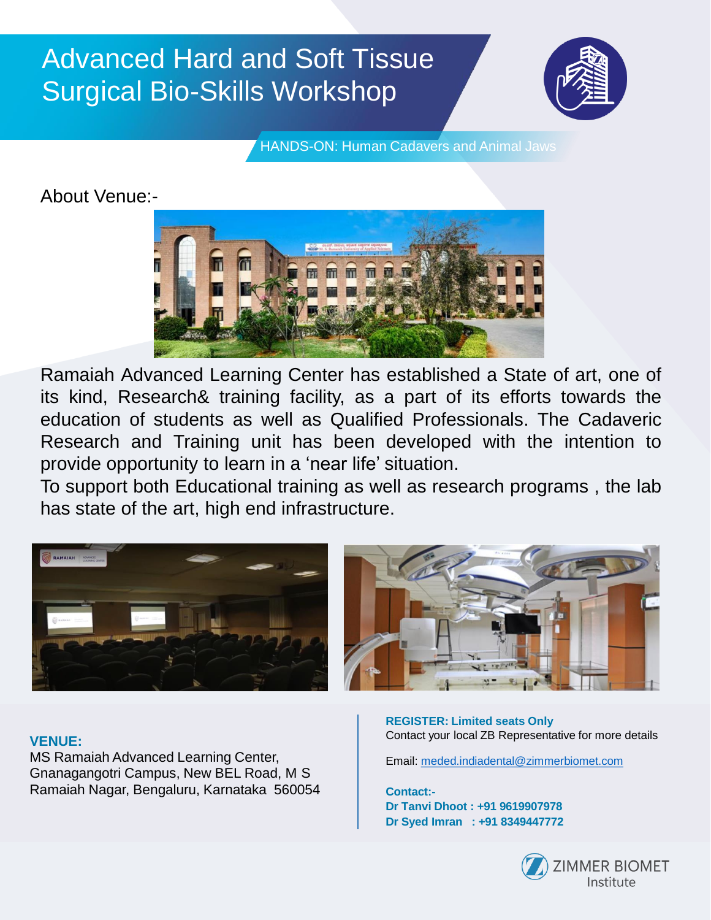# Advanced Hard and Soft Tissue Surgical Bio-Skills Workshop

HANDS-ON: Human Cadavers and Animal Jaws

About Venue:-

Ramaiah Advanced Learning Center has established a State of art, one of its kind, Research& training facility, as a part of its efforts towards the education of students as well as Qualified Professionals. The Cadaveric Research and Training unit has been developed with the intention to provide opportunity to learn in a 'near life' situation.

To support both Educational training as well as research programs , the lab has state of the art, high end infrastructure.

**VENUE:**

MS Ramaiah Advanced Learning Center, Gnanagangotri Campus, New BEL Road, M S Ramaiah Nagar, Bengaluru, Karnataka 560054

**REGISTER: Limited seats Only**

Contact your local ZB Representative for more details

Email: meded.indiadental@zimmerbiomet.com

**Contact:-**

**Dr Tanvi Dhoot : +91 9619907978**

**Dr Syed Imran : +91 8349447772**

ZIMMER BIOMET Institute